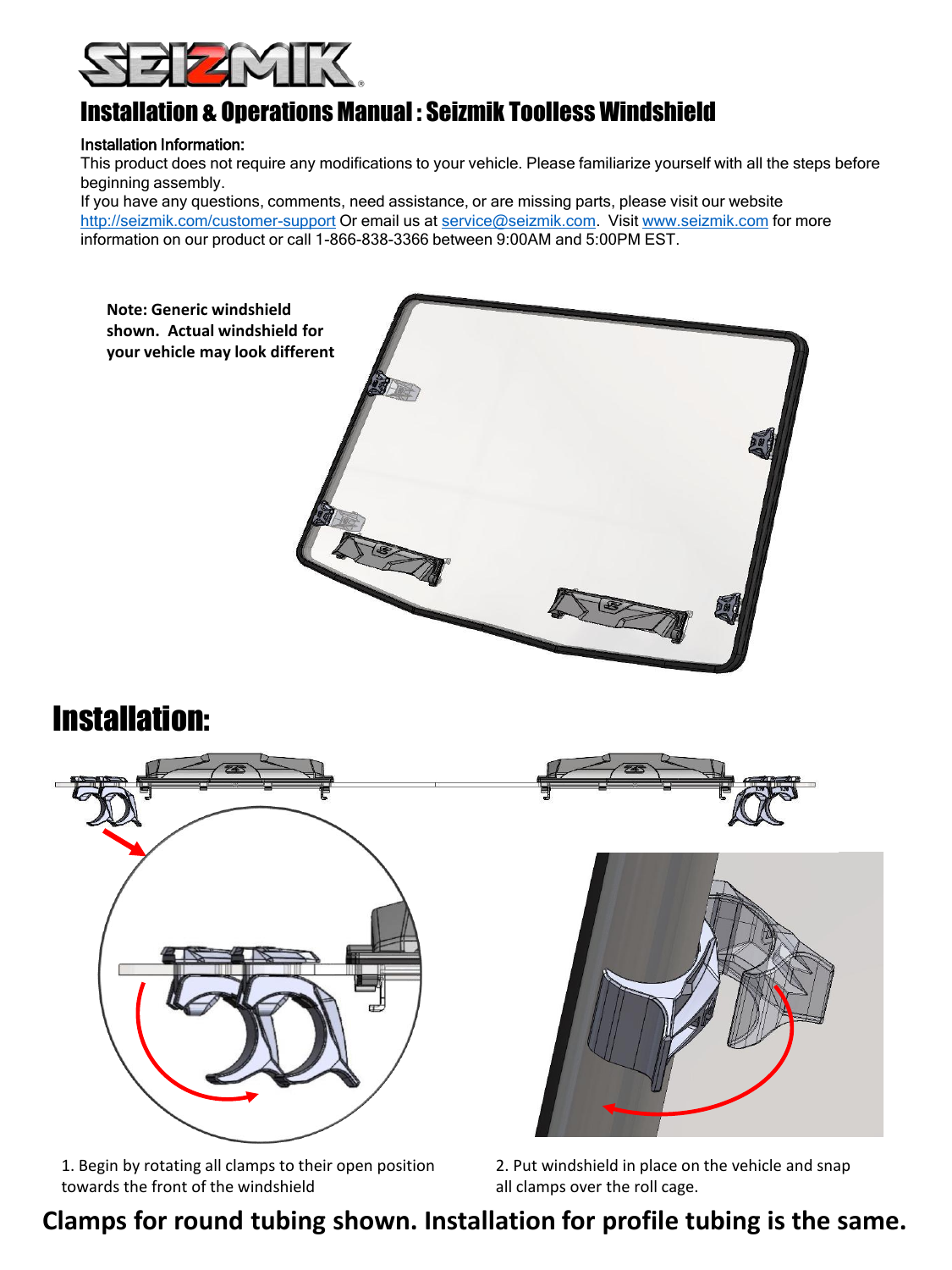# Installation & Operations Manual : Seizmik Toolless Windshield

**Installation Information:**

This product does not require any modifications to your vehicle. Please familiarize yourself with all the steps before beginning assembly.

If you have any questions, comments, need assistance, or are missing parts, please visit our website http://seizmik.com/customer-support Or email us at service@seizmik.com. Visit www.seizmik.com for more information on our product or call 1-866-838-3366 between 9:00AM and 5:00PM EST.

**Note: Generic windshield shown. Actual windshield for your vehicle may look different**

# Installation:

1. Begin by rotating all clamps to their open position towards the front of the windshield

2. Put windshield in place on the vehicle and snap all clamps over the roll cage.

**Clamps for round tubing shown. Installation for profile tubing is the same.**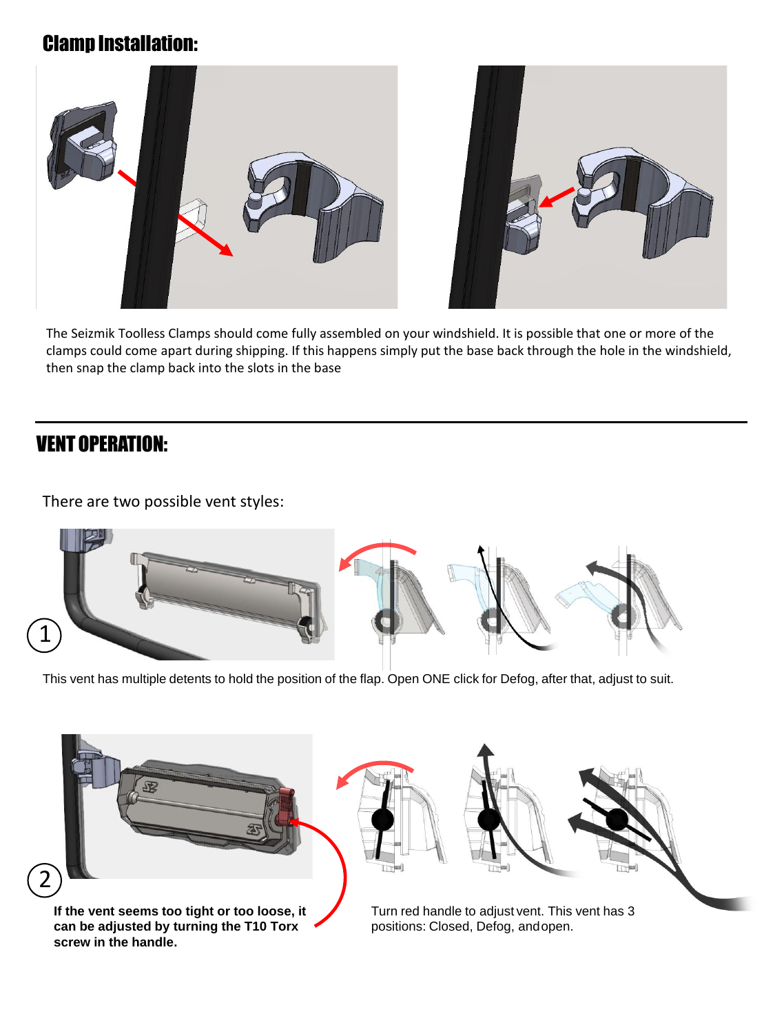## Clamp Installation:

The Seizmik Toolless Clamps should come fully assembled on your windshield. It is possible that one or more of the clamps could come apart during shipping. If this happens simply put the base back through the hole in the windshield, then snap the clamp back into the slots in the base

## VENT OPERATION:

There are two possible vent styles:

1

This vent has multiple detents to hold the position of the flap. Open ONE click for Defog, after that, adjust to suit.

2

**If the vent seems too tight or too loose, it can be adjusted by turning the T10 Torx screw in the handle.**

Turn red handle to adjust vent. This vent has 3 positions: Closed, Defog, and open.